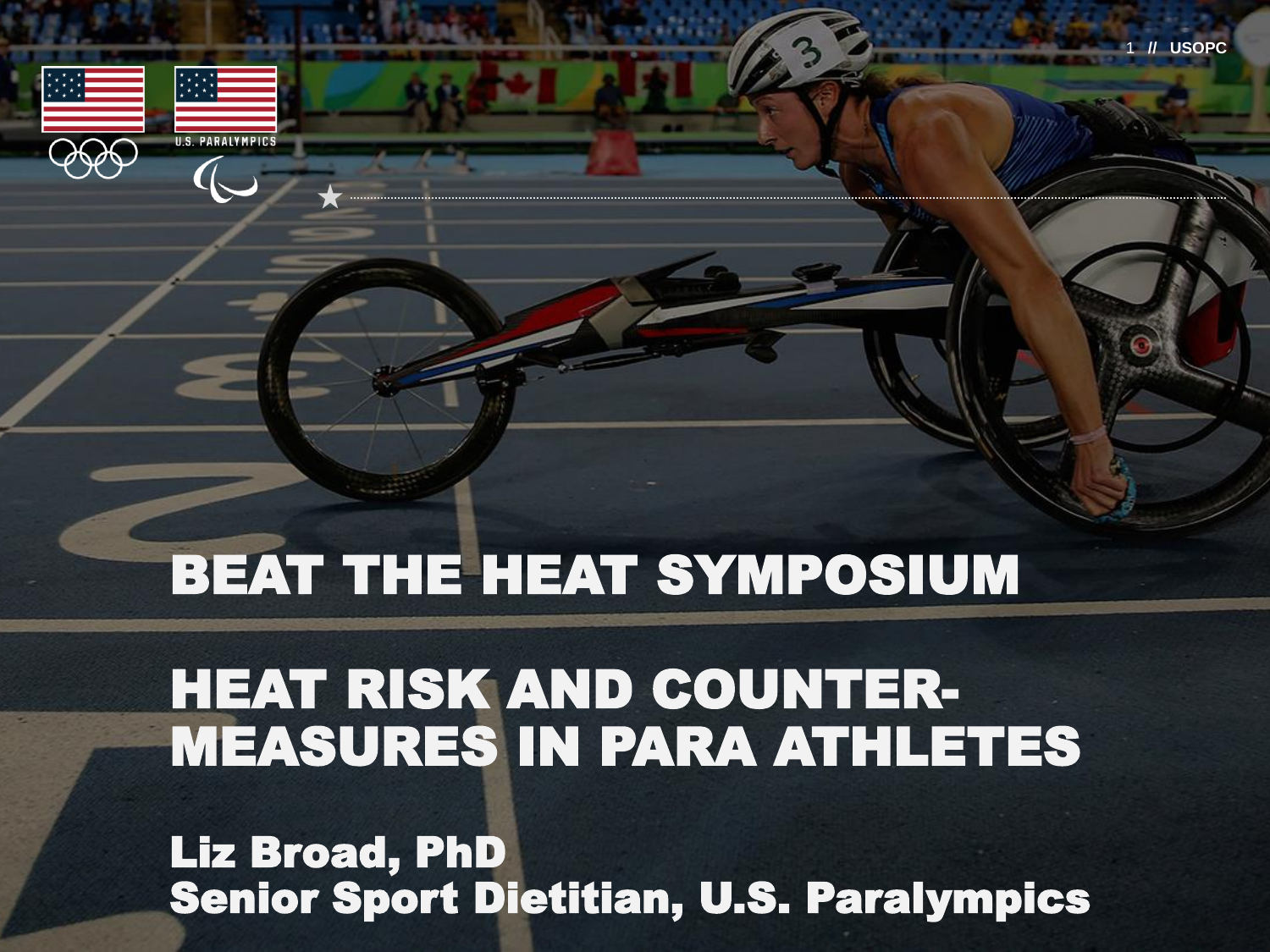# BEAT THE HEAT SYMPOSIUM

# HEAT RISK AND COUNTER-MEASURES IN PARA ATHLETES

**Liz Broad, PhD**
**Senior Sport Dietitian, U.S. Paralympics**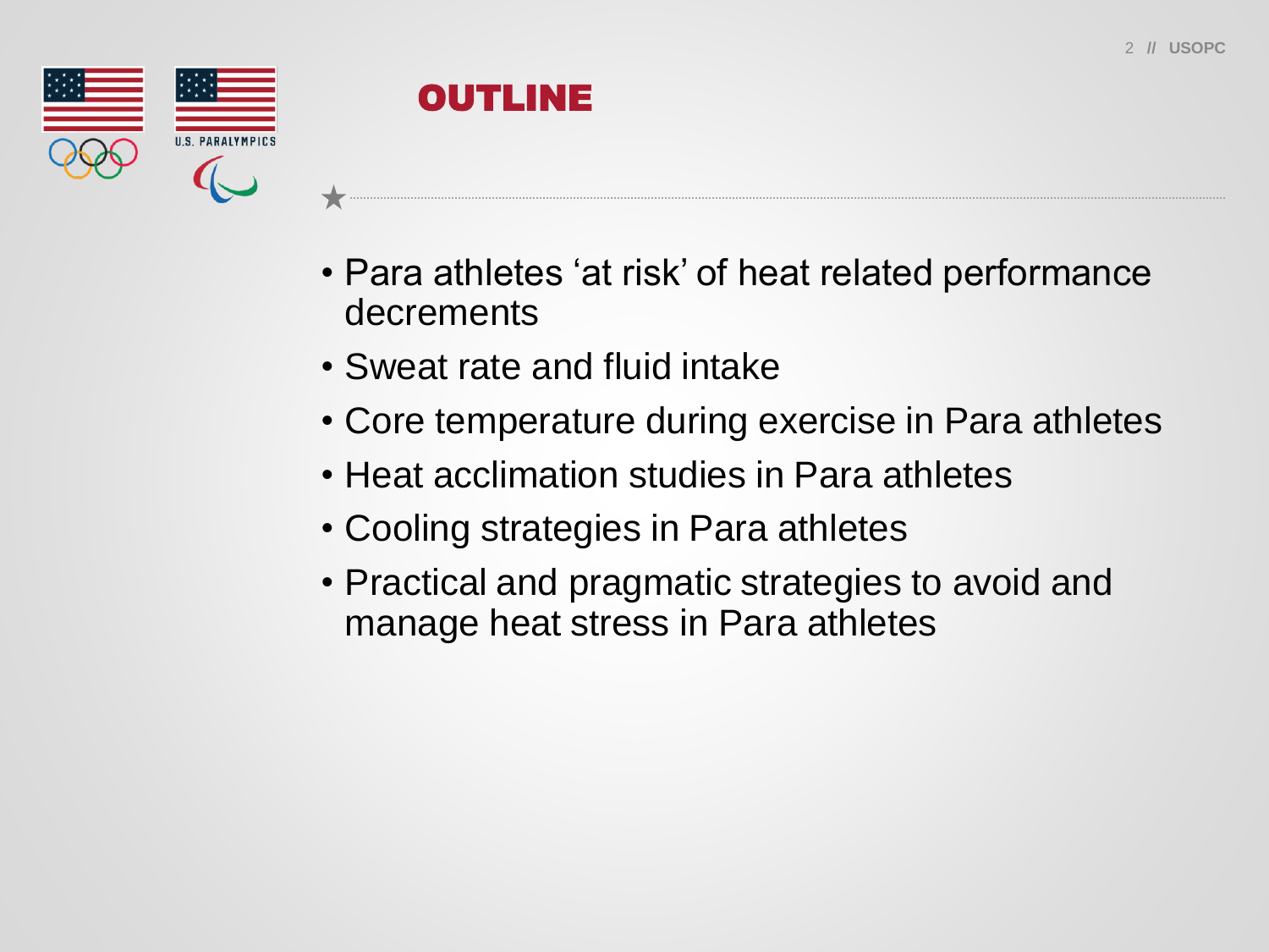# OUTLINE

- Para athletes ‘at risk’ of heat related performance decrements
- Sweat rate and fluid intake
- Core temperature during exercise in Para athletes
- Heat acclimation studies in Para athletes
- Cooling strategies in Para athletes
- Practical and pragmatic strategies to avoid and manage heat stress in Para athletes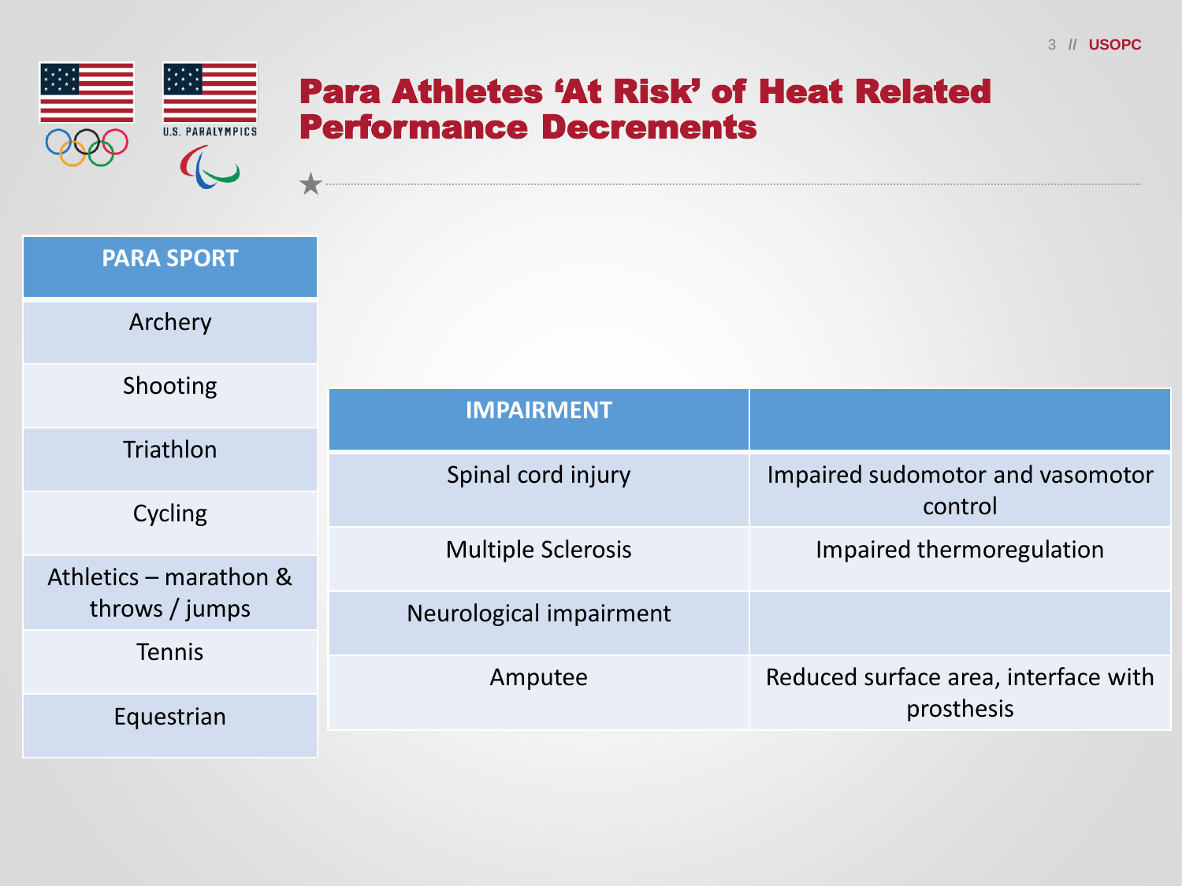# Para Athletes 'At Risk' of Heat Related Performance Decrements

| PARA SPORT |
| --- |
| Archery |
| Shooting |
| Triathlon |
| Cycling |
| Athletics – marathon & throws / jumps |
| Tennis |
| Equestrian |

| IMPAIRMENT | |
| --- | --- |
| Spinal cord injury | Impaired sudomotor and vasomotor control |
| Multiple Sclerosis | Impaired thermoregulation |
| Neurological impairment | |
| Amputee | Reduced surface area, interface with prosthesis |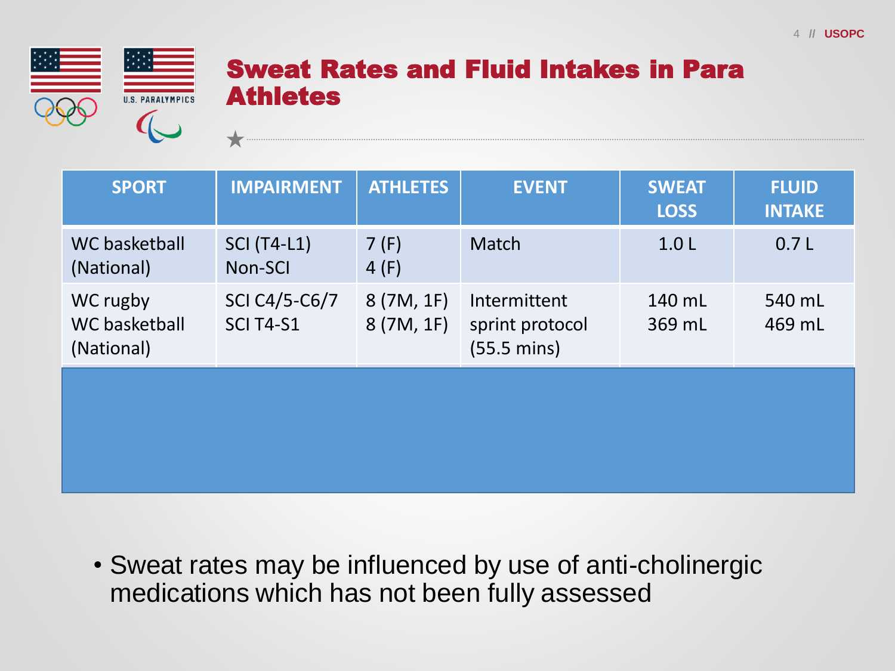# Sweat Rates and Fluid Intakes in Para Athletes

| SPORT | IMPAIRMENT | ATHLETES | EVENT | SWEAT LOSS | FLUID INTAKE |
|---|---|---|---|---|---|
| WC basketball (National) | SCI (T4-L1)<br>Non-SCI | 7 (F)<br>4 (F) | Match | 1.0 L | 0.7 L |
| WC rugby<br>WC basketball (National) | SCI C4/5-C6/7<br>SCI T4-S1 | 8 (7M, 1F)<br>8 (7M, 1F) | Intermittent sprint protocol (55.5 mins) | 140 mL<br>369 mL | 540 mL<br>469 mL |

- Sweat rates may be influenced by use of anti-cholinergic medications which has not been fully assessed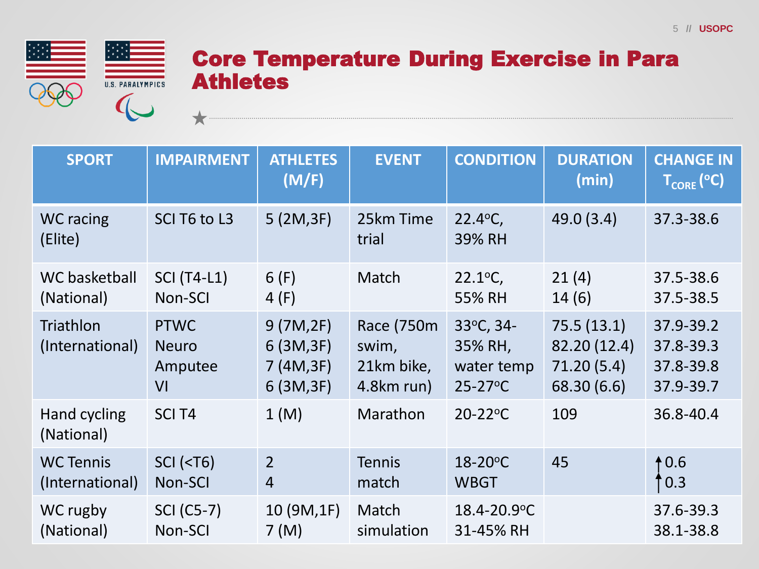# Core Temperature During Exercise in Para Athletes

| SPORT | IMPAIRMENT | ATHLETES (M/F) | EVENT | CONDITION | DURATION (min) | CHANGE IN $T_{CORE}$ (°C) |
|---|---|---|---|---|---|---|
| WC racing (Elite) | SCI T6 to L3 | 5 (2M,3F) | 25km Time trial | 22.4°C, 39% RH | 49.0 (3.4) | 37.3-38.6 |
| WC basketball (National) | SCI (T4-L1)<br>Non-SCI | 6 (F)<br>4 (F) | Match | 22.1°C, 55% RH | 21 (4)<br>14 (6) | 37.5-38.6<br>37.5-38.5 |
| Triathlon (International) | PTWC<br>Neuro<br>Amputee<br>VI | 9 (7M,2F)<br>6 (3M,3F)<br>7 (4M,3F)<br>6 (3M,3F) | Race (750m swim, 21km bike, 4.8km run) | 33°C, 34-35% RH, water temp 25-27°C | 75.5 (13.1)<br>82.20 (12.4)<br>71.20 (5.4)<br>68.30 (6.6) | 37.9-39.2<br>37.8-39.3<br>37.8-39.8<br>37.9-39.7 |
| Hand cycling (National) | SCI T4 | 1 (M) | Marathon | 20-22°C | 109 | 36.8-40.4 |
| WC Tennis (International) | SCI (<T6)<br>Non-SCI | 2<br>4 | Tennis match | 18-20°C WBGT | 45 | ↑0.6<br>↑0.3 |
| WC rugby (National) | SCI (C5-7)<br>Non-SCI | 10 (9M,1F)<br>7 (M) | Match simulation | 18.4-20.9°C 31-45% RH | | 37.6-39.3<br>38.1-38.8 |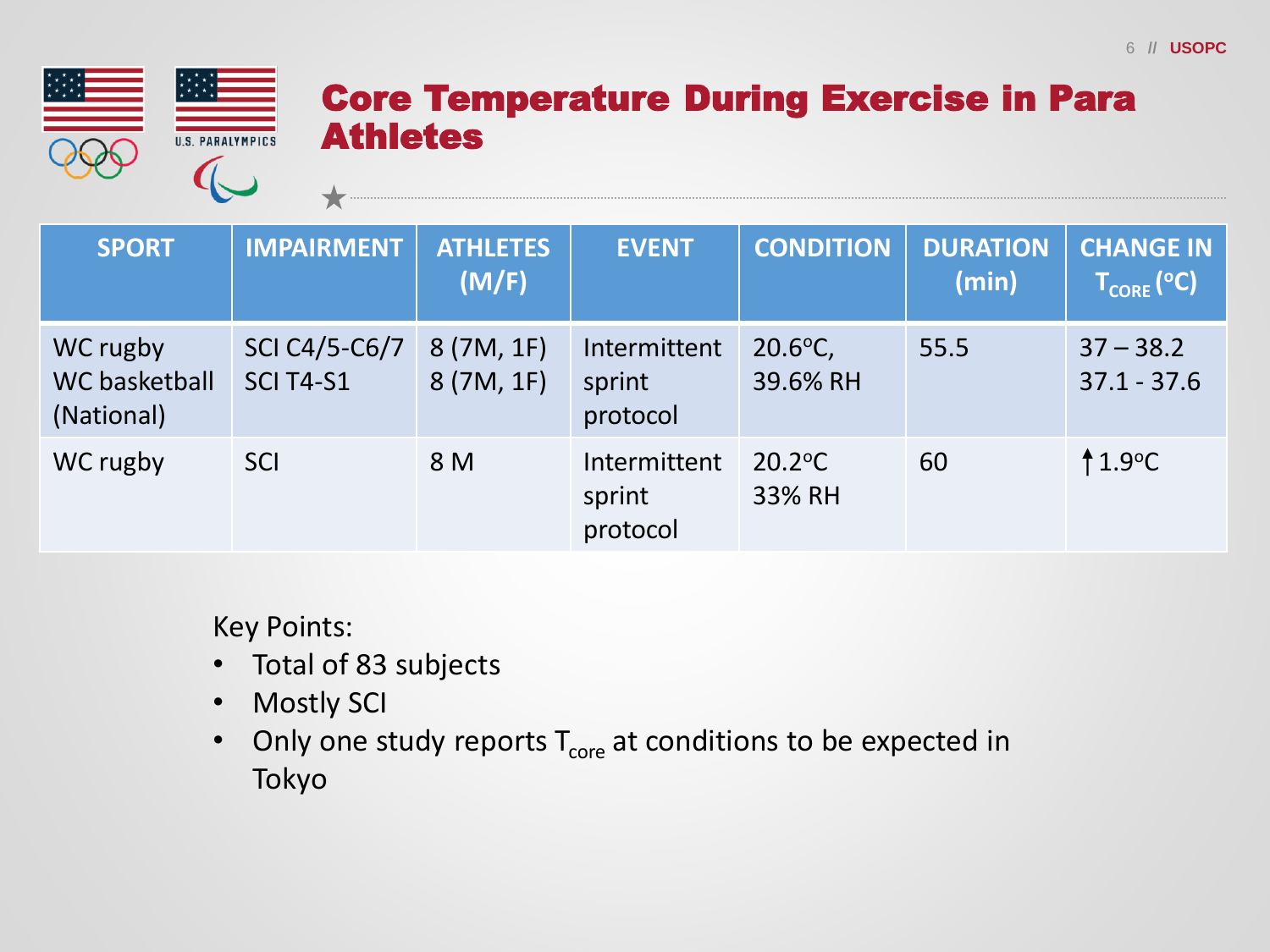# Core Temperature During Exercise in Para Athletes

| SPORT | IMPAIRMENT | ATHLETES (M/F) | EVENT | CONDITION | DURATION (min) | CHANGE IN $T_{CORE}$ (°C) |
|---|---|---|---|---|---|---|
| WC rugby<br>WC basketball<br>(National) | SCI C4/5-C6/7<br>SCI T4-S1 | 8 (7M, 1F)<br>8 (7M, 1F) | Intermittent sprint protocol | 20.6°C, 39.6% RH | 55.5 | 37 – 38.2<br>37.1 - 37.6 |
| WC rugby | SCI | 8 M | Intermittent sprint protocol | 20.2°C 33% RH | 60 | ↑1.9°C |

Key Points:

- Total of 83 subjects
- Mostly SCI
- Only one study reports $T_{core}$ at conditions to be expected in Tokyo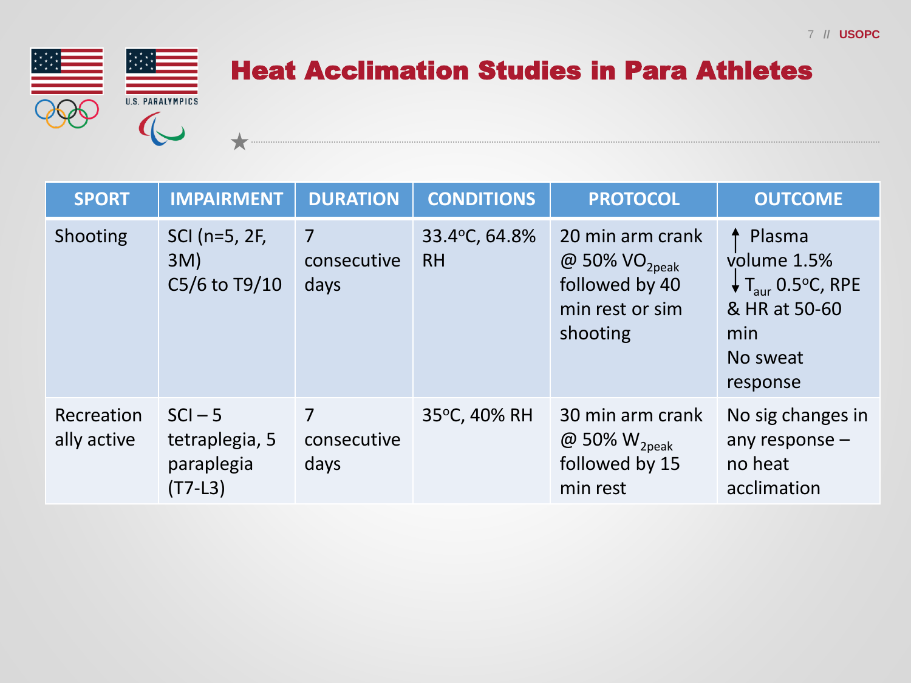# Heat Acclimation Studies in Para Athletes

| SPORT | IMPAIRMENT | DURATION | CONDITIONS | PROTOCOL | OUTCOME |
|---|---|---|---|---|---|
| Shooting | SCI (n=5, 2F, 3M) C5/6 to T9/10 | 7 consecutive days | 33.4°C, 64.8% RH | 20 min arm crank @ 50% $VO_{2peak}$ followed by 40 min rest or sim shooting | ↑ Plasma volume 1.5% ↓ $T_{aur}$ 0.5°C, RPE & HR at 50-60 min No sweat response |
| Recreationally active | SCI – 5 tetraplegia, 5 paraplegia (T7-L3) | 7 consecutive days | 35°C, 40% RH | 30 min arm crank @ 50% $W_{2peak}$ followed by 15 min rest | No sig changes in any response – no heat acclimation |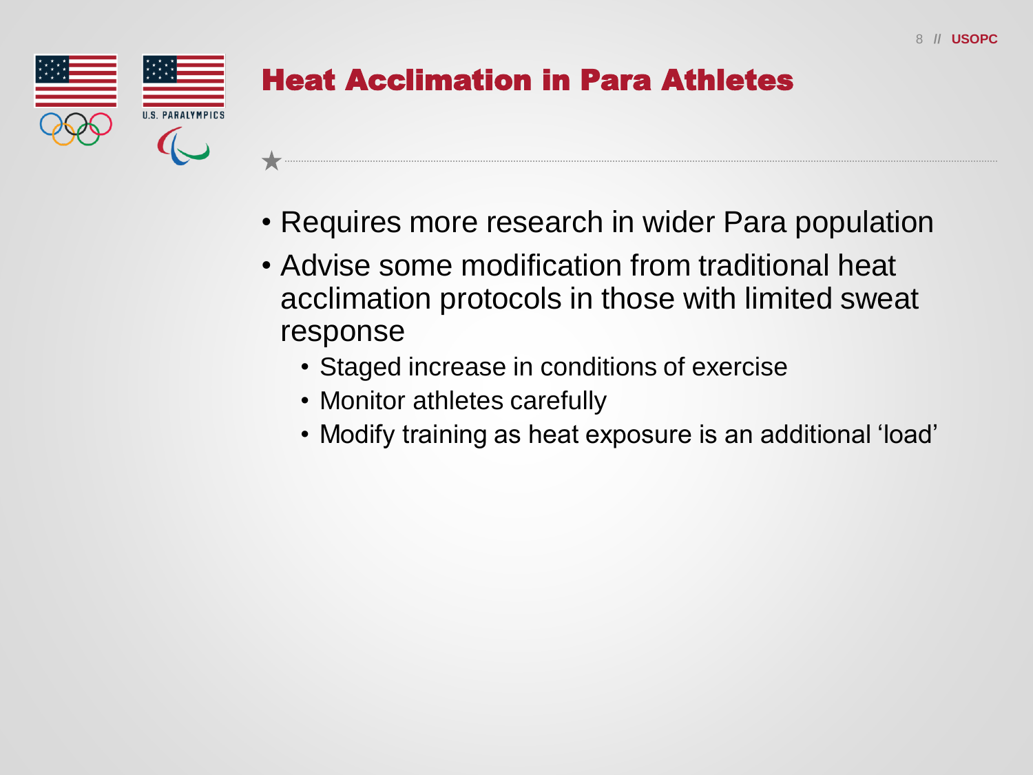# Heat Acclimation in Para Athletes

- Requires more research in wider Para population
- Advise some modification from traditional heat acclimation protocols in those with limited sweat response
  - Staged increase in conditions of exercise
  - Monitor athletes carefully
  - Modify training as heat exposure is an additional 'load'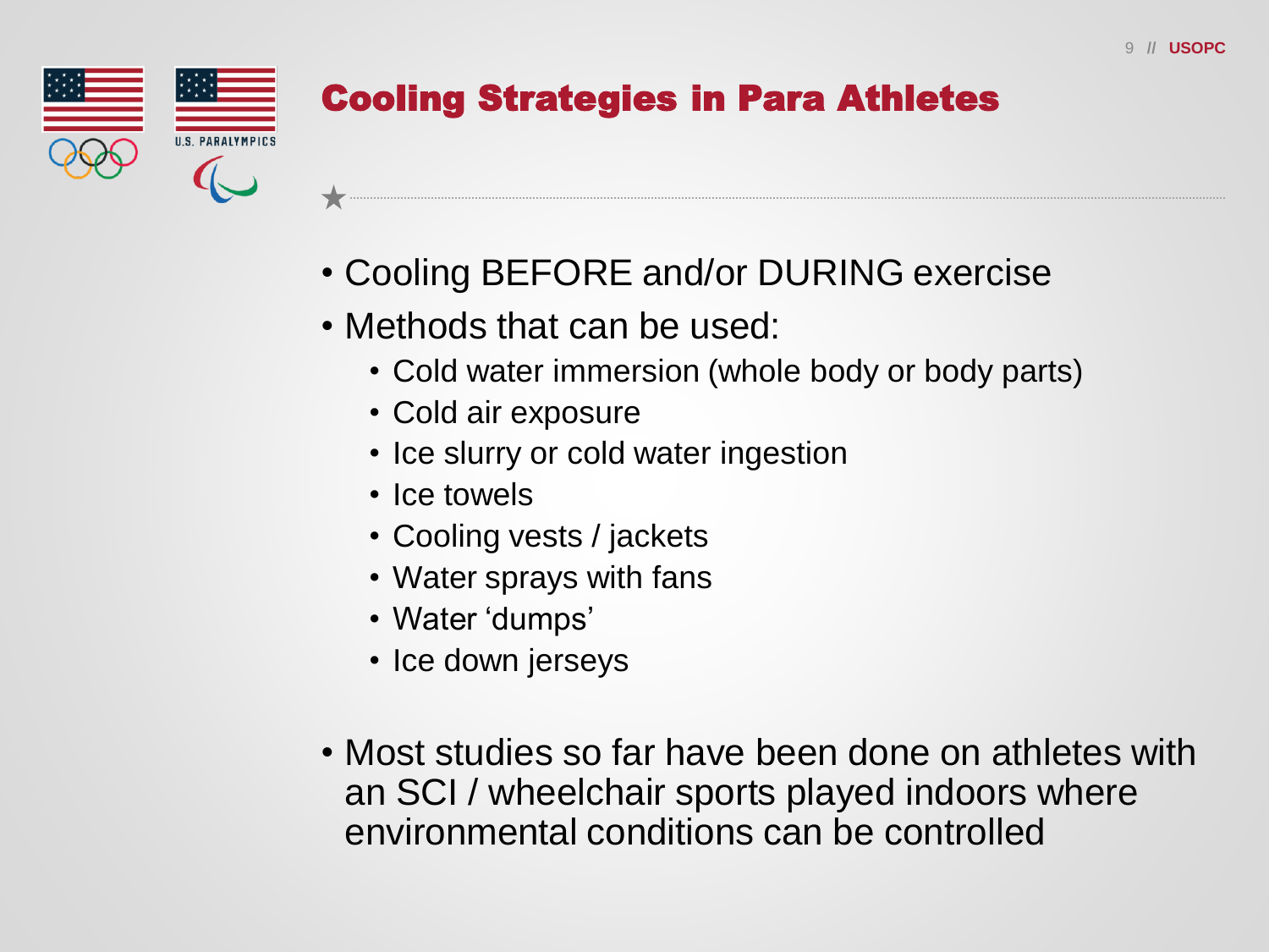## Cooling Strategies in Para Athletes

- Cooling BEFORE and/or DURING exercise
- Methods that can be used:
  - Cold water immersion (whole body or body parts)
  - Cold air exposure
  - Ice slurry or cold water ingestion
  - Ice towels
  - Cooling vests / jackets
  - Water sprays with fans
  - Water 'dumps'
  - Ice down jerseys
- Most studies so far have been done on athletes with an SCI / wheelchair sports played indoors where environmental conditions can be controlled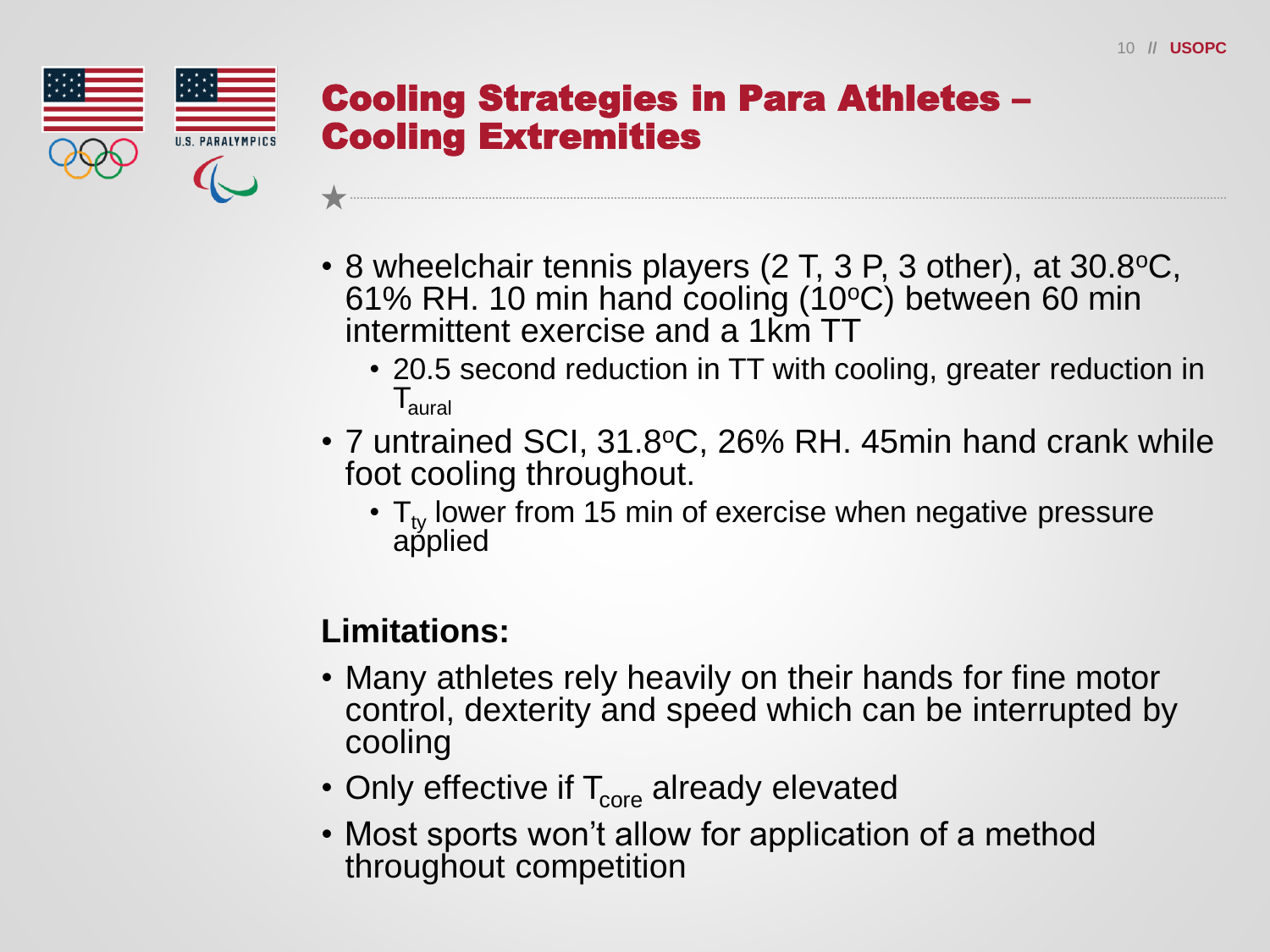# Cooling Strategies in Para Athletes – Cooling Extremities

- 8 wheelchair tennis players (2 T, 3 P, 3 other), at 30.8°C, 61% RH. 10 min hand cooling (10°C) between 60 min intermittent exercise and a 1km TT
  - 20.5 second reduction in TT with cooling, greater reduction in $T_{aural}$
- 7 untrained SCI, 31.8°C, 26% RH. 45min hand crank while foot cooling throughout.
  - $T_{ty}$ lower from 15 min of exercise when negative pressure applied

**Limitations:**

- Many athletes rely heavily on their hands for fine motor control, dexterity and speed which can be interrupted by cooling
- Only effective if $T_{core}$ already elevated
- Most sports won't allow for application of a method throughout competition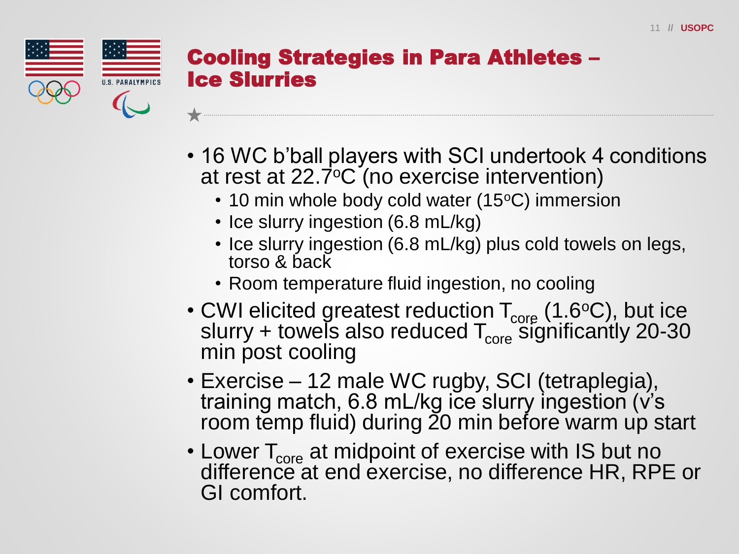# Cooling Strategies in Para Athletes – Ice Slurries

- 16 WC b'ball players with SCI undertook 4 conditions at rest at 22.7$^{o}$C (no exercise intervention)
  - 10 min whole body cold water (15$^{o}$C) immersion
  - Ice slurry ingestion (6.8 mL/kg)
  - Ice slurry ingestion (6.8 mL/kg) plus cold towels on legs, torso & back
  - Room temperature fluid ingestion, no cooling
- CWI elicited greatest reduction $T_{core}$ (1.6$^{o}$C), but ice slurry + towels also reduced $T_{core}$ significantly 20-30 min post cooling
- Exercise – 12 male WC rugby, SCI (tetraplegia), training match, 6.8 mL/kg ice slurry ingestion (v's room temp fluid) during 20 min before warm up start
- Lower $T_{core}$ at midpoint of exercise with IS but no difference at end exercise, no difference HR, RPE or GI comfort.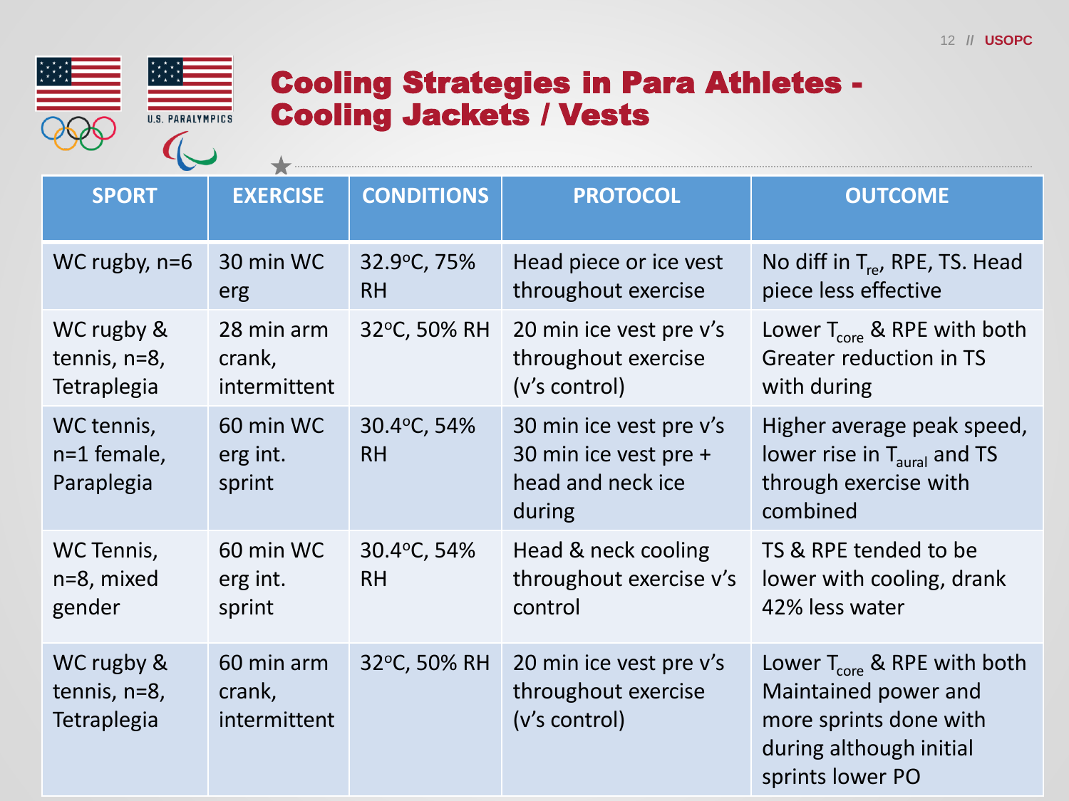# Cooling Strategies in Para Athletes - Cooling Jackets / Vests

| SPORT | EXERCISE | CONDITIONS | PROTOCOL | OUTCOME |
| --- | --- | --- | --- | --- |
| WC rugby, n=6 | 30 min WC erg | 32.9$^{o}$C, 75% RH | Head piece or ice vest throughout exercise | No diff in $T_{re}$, RPE, TS. Head piece less effective |
| WC rugby & tennis, n=8, Tetraplegia | 28 min arm crank, intermittent | 32$^{o}$C, 50% RH | 20 min ice vest pre v's throughout exercise (v's control) | Lower $T_{core}$ & RPE with both Greater reduction in TS with during |
| WC tennis, n=1 female, Paraplegia | 60 min WC erg int. sprint | 30.4$^{o}$C, 54% RH | 30 min ice vest pre v's 30 min ice vest pre + head and neck ice during | Higher average peak speed, lower rise in $T_{aural}$ and TS through exercise with combined |
| WC Tennis, n=8, mixed gender | 60 min WC erg int. sprint | 30.4$^{o}$C, 54% RH | Head & neck cooling throughout exercise v's control | TS & RPE tended to be lower with cooling, drank 42% less water |
| WC rugby & tennis, n=8, Tetraplegia | 60 min arm crank, intermittent | 32$^{o}$C, 50% RH | 20 min ice vest pre v's throughout exercise (v's control) | Lower $T_{core}$ & RPE with both Maintained power and more sprints done with during although initial sprints lower PO |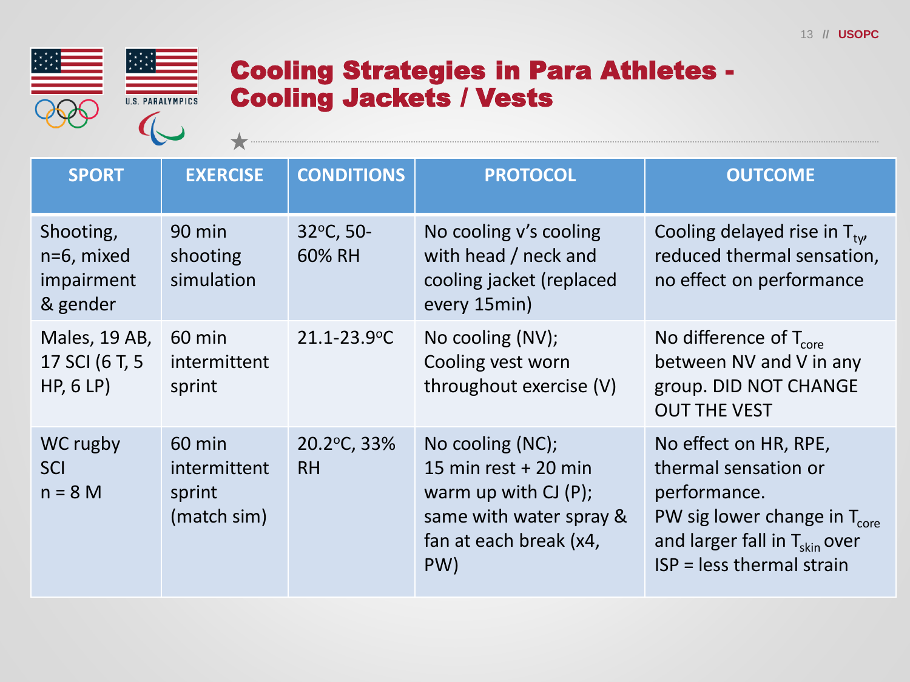# Cooling Strategies in Para Athletes - Cooling Jackets / Vests

| SPORT | EXERCISE | CONDITIONS | PROTOCOL | OUTCOME |
|---|---|---|---|---|
| Shooting, n=6, mixed impairment & gender | 90 min shooting simulation | 32ºC, 50-60% RH | No cooling v's cooling with head / neck and cooling jacket (replaced every 15min) | Cooling delayed rise in $T_{ty}$, reduced thermal sensation, no effect on performance |
| Males, 19 AB, 17 SCI (6 T, 5 HP, 6 LP) | 60 min intermittent sprint | 21.1-23.9ºC | No cooling (NV); Cooling vest worn throughout exercise (V) | No difference of $T_{core}$ between NV and V in any group. DID NOT CHANGE OUT THE VEST |
| WC rugby SCI n = 8 M | 60 min intermittent sprint (match sim) | 20.2ºC, 33% RH | No cooling (NC); 15 min rest + 20 min warm up with CJ (P); same with water spray & fan at each break (x4, PW) | No effect on HR, RPE, thermal sensation or performance. PW sig lower change in $T_{core}$ and larger fall in $T_{skin}$ over ISP = less thermal strain |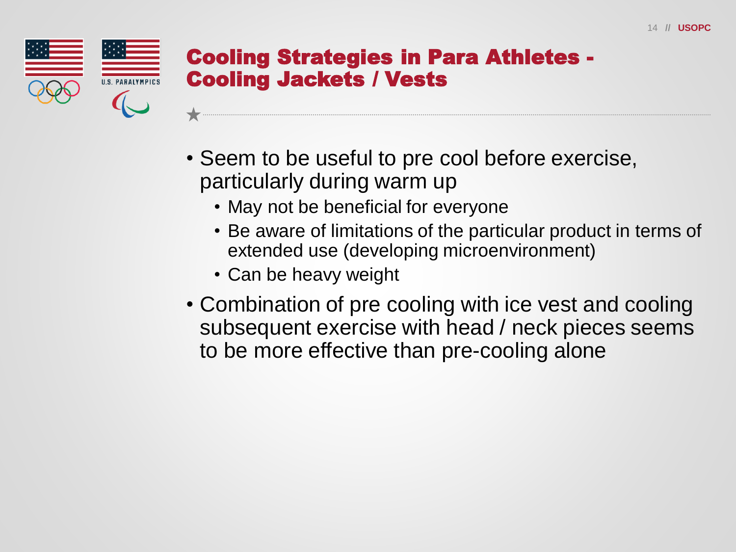# Cooling Strategies in Para Athletes - Cooling Jackets / Vests

- Seem to be useful to pre cool before exercise, particularly during warm up
  - May not be beneficial for everyone
  - Be aware of limitations of the particular product in terms of extended use (developing microenvironment)
  - Can be heavy weight
- Combination of pre cooling with ice vest and cooling subsequent exercise with head / neck pieces seems to be more effective than pre-cooling alone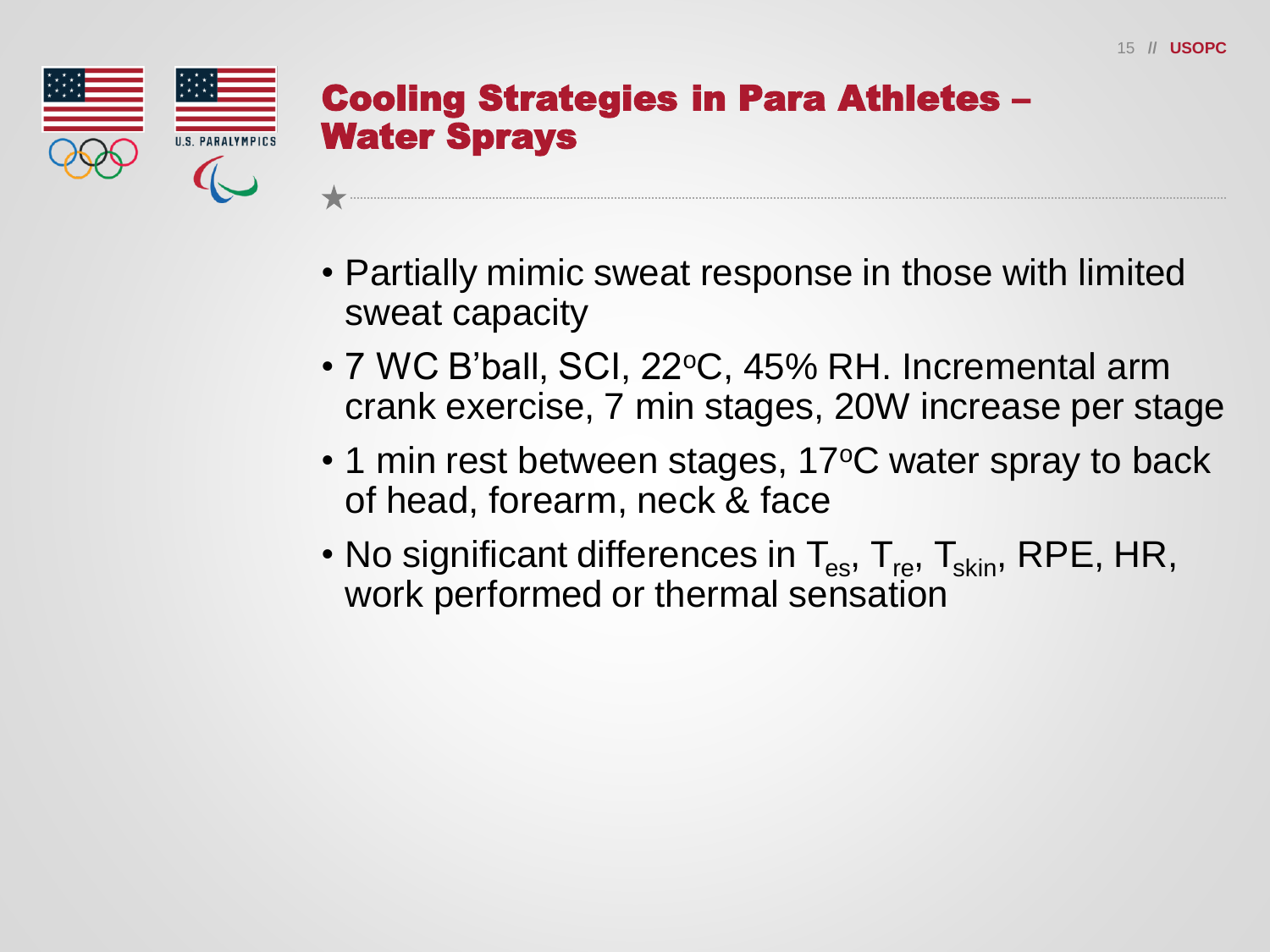# Cooling Strategies in Para Athletes – Water Sprays

- Partially mimic sweat response in those with limited sweat capacity
- 7 WC B'ball, SCI, 22°C, 45% RH. Incremental arm crank exercise, 7 min stages, 20W increase per stage
- 1 min rest between stages, 17°C water spray to back of head, forearm, neck & face
- No significant differences in $T_{es}$, $T_{re}$, $T_{skin}$, RPE, HR, work performed or thermal sensation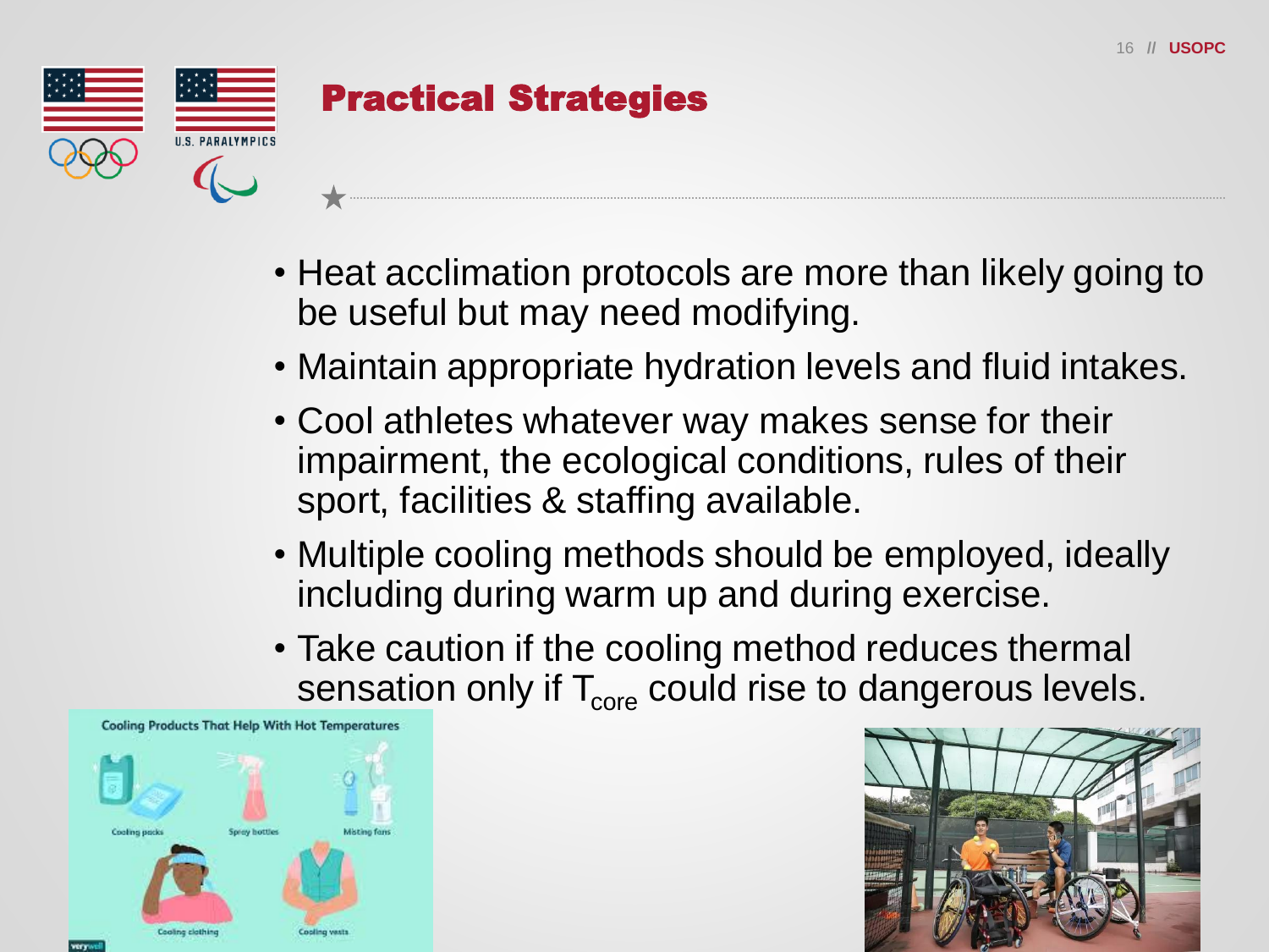# Practical Strategies

- Heat acclimation protocols are more than likely going to be useful but may need modifying.
- Maintain appropriate hydration levels and fluid intakes.
- Cool athletes whatever way makes sense for their impairment, the ecological conditions, rules of their sport, facilities & staffing available.
- Multiple cooling methods should be employed, ideally including during warm up and during exercise.
- Take caution if the cooling method reduces thermal sensation only if $T_{core}$ could rise to dangerous levels.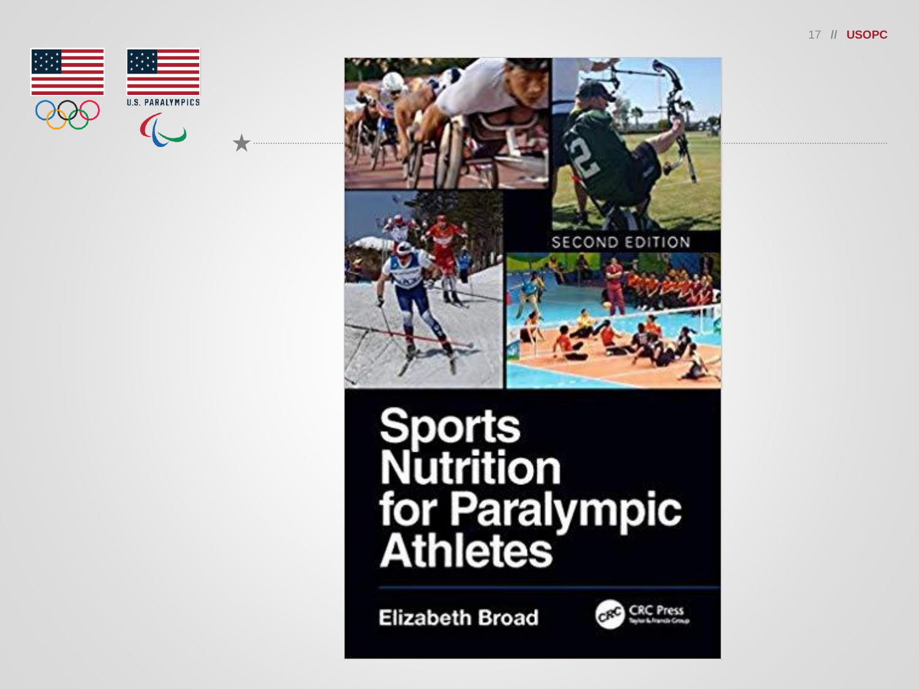SECOND EDITION

Sports Nutrition for Paralympic Athletes

Elizabeth Broad

CRC Press